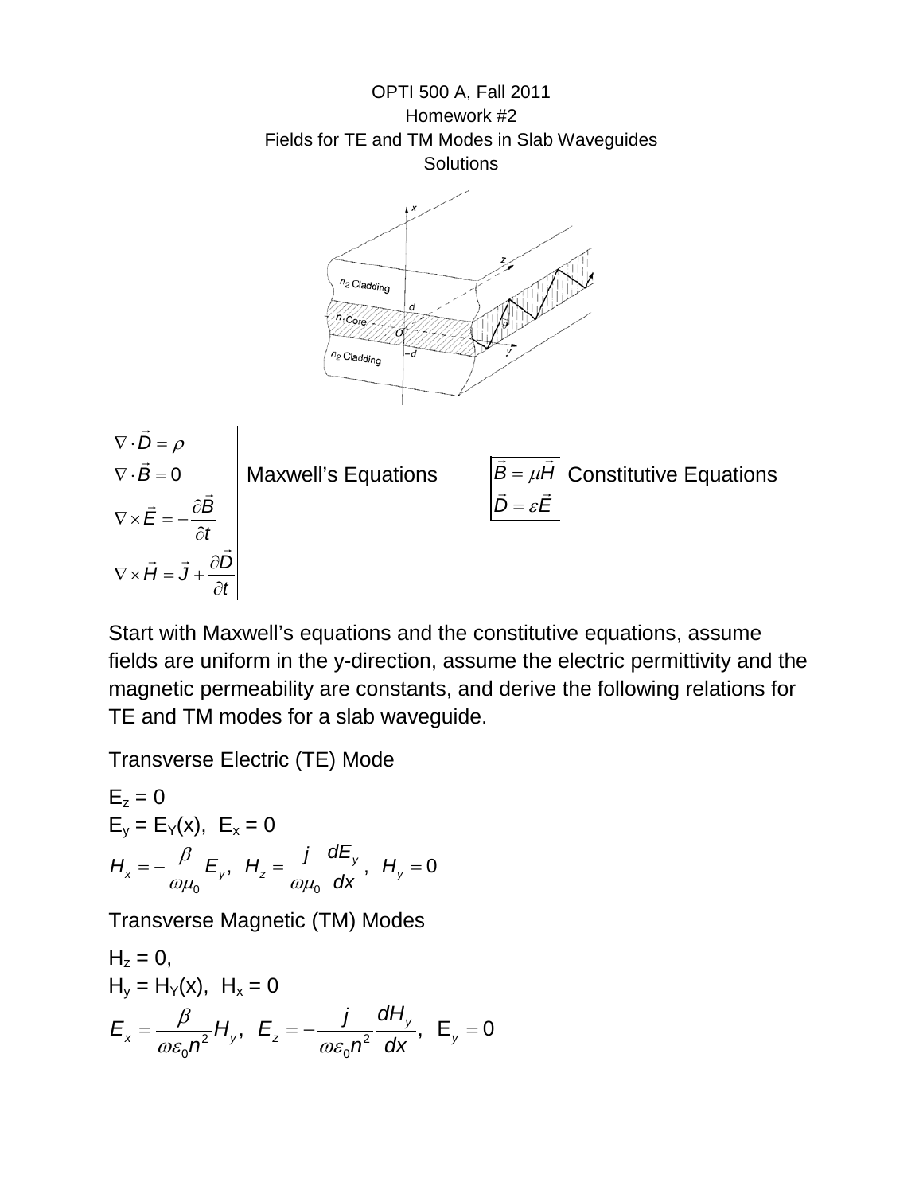# OPTI 500 A, Fall 2011
## Homework #2
## Fields for TE and TM Modes in Slab Waveguides
## Solutions

$$
\begin{aligned}
&\nabla \cdot \vec{D} = \rho \\
&\nabla \cdot \vec{B} = 0 \\
&\nabla \times \vec{E} = -\frac{\partial \vec{B}}{\partial t} \\
&\nabla \times \vec{H} = \vec{J} + \frac{\partial \vec{D}}{\partial t}
\end{aligned}
$$

Maxwell's Equations

$$
\begin{aligned}
&\vec{B} = \mu \vec{H} \\
&\vec{D} = \varepsilon \vec{E}
\end{aligned}
$$

Constitutive Equations

Start with Maxwell's equations and the constitutive equations, assume fields are uniform in the y-direction, assume the electric permittivity and the magnetic permeability are constants, and derive the following relations for TE and TM modes for a slab waveguide.

Transverse Electric (TE) Mode

$E_z = 0$

$E_y = E_Y(x),\ E_x = 0$

$$H_x = -\frac{\beta}{\omega\mu_0}E_y,\ \ H_z = \frac{j}{\omega\mu_0}\frac{dE_y}{dx},\ \ H_y = 0$$

Transverse Magnetic (TM) Modes

$H_z = 0,$

$H_y = H_Y(x),\ H_x = 0$

$$E_x = \frac{\beta}{\omega\varepsilon_0 n^2}H_y,\ \ E_z = -\frac{j}{\omega\varepsilon_0 n^2}\frac{dH_y}{dx},\ \ E_y = 0$$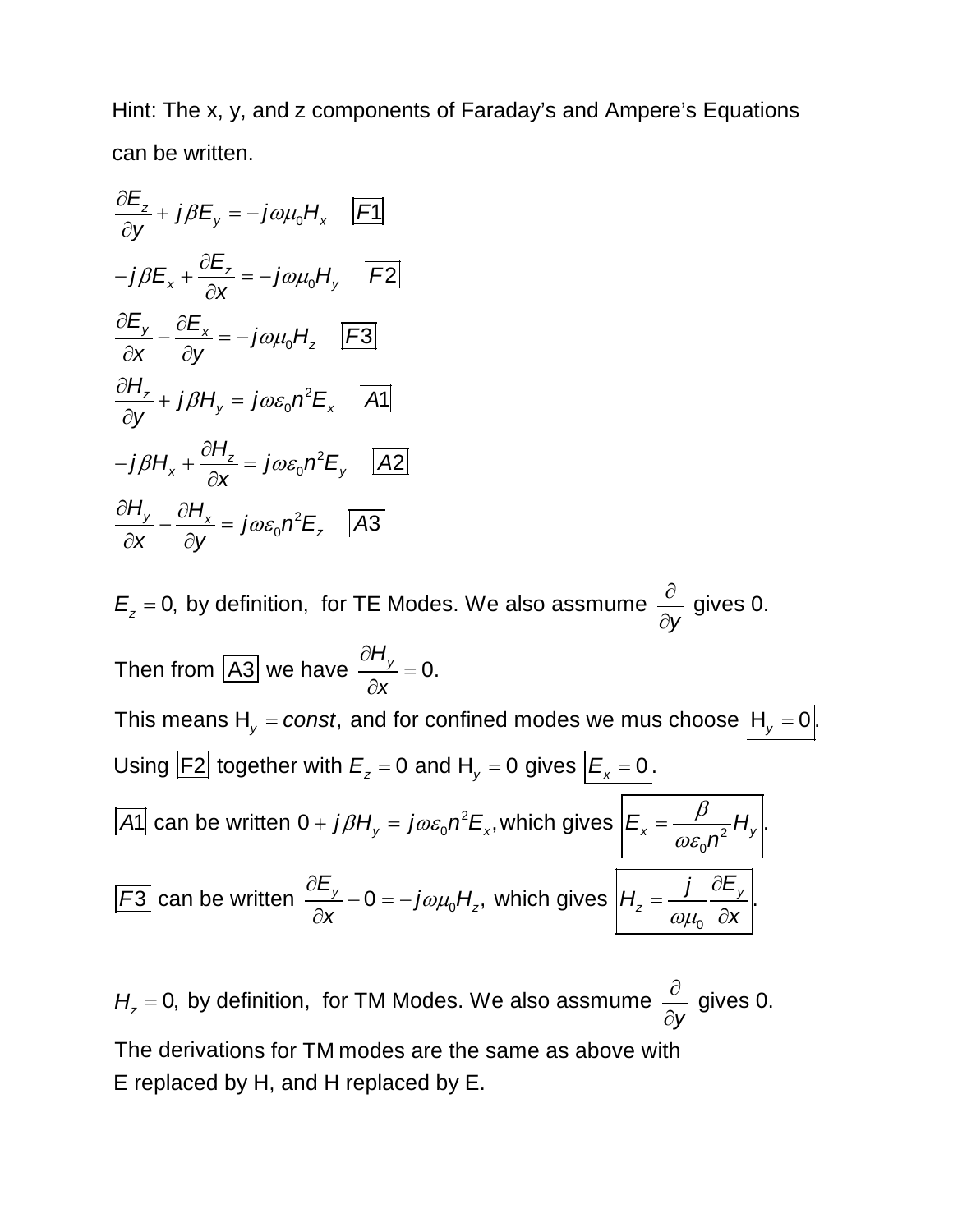Hint: The x, y, and z components of Faraday's and Ampere's Equations can be written.

$$\frac{\partial E_z}{\partial y} + j\beta E_y = -j\omega\mu_0 H_x \quad \boxed{F1}$$

$$-j\beta E_x + \frac{\partial E_z}{\partial x} = -j\omega\mu_0 H_y \quad \boxed{F2}$$

$$\frac{\partial E_y}{\partial x} - \frac{\partial E_x}{\partial y} = -j\omega\mu_0 H_z \quad \boxed{F3}$$

$$\frac{\partial H_z}{\partial y} + j\beta H_y = j\omega\varepsilon_0 n^2 E_x \quad \boxed{A1}$$

$$-j\beta H_x + \frac{\partial H_z}{\partial x} = j\omega\varepsilon_0 n^2 E_y \quad \boxed{A2}$$

$$\frac{\partial H_y}{\partial x} - \frac{\partial H_x}{\partial y} = j\omega\varepsilon_0 n^2 E_z \quad \boxed{A3}$$

$E_z = 0$, by definition, for TE Modes. We also assmume $\frac{\partial}{\partial y}$ gives 0.

Then from $\boxed{A3}$ we have $\frac{\partial H_y}{\partial x} = 0$.

This means $H_y = const$, and for confined modes we mus choose $\boxed{H_y = 0}$.

Using $\boxed{F2}$ together with $E_z = 0$ and $H_y = 0$ gives $\boxed{E_x = 0}$.

$\boxed{A1}$ can be written $0 + j\beta H_y = j\omega\varepsilon_0 n^2 E_x$, which gives $\boxed{E_x = \frac{\beta}{\omega\varepsilon_0 n^2} H_y}$.

$\boxed{F3}$ can be written $\frac{\partial E_y}{\partial x} - 0 = -j\omega\mu_0 H_z$, which gives $\boxed{H_z = \frac{j}{\omega\mu_0}\frac{\partial E_y}{\partial x}}$.

$H_z = 0$, by definition, for TM Modes. We also assmume $\frac{\partial}{\partial y}$ gives 0.

The derivations for TM modes are the same as above with E replaced by H, and H replaced by E.